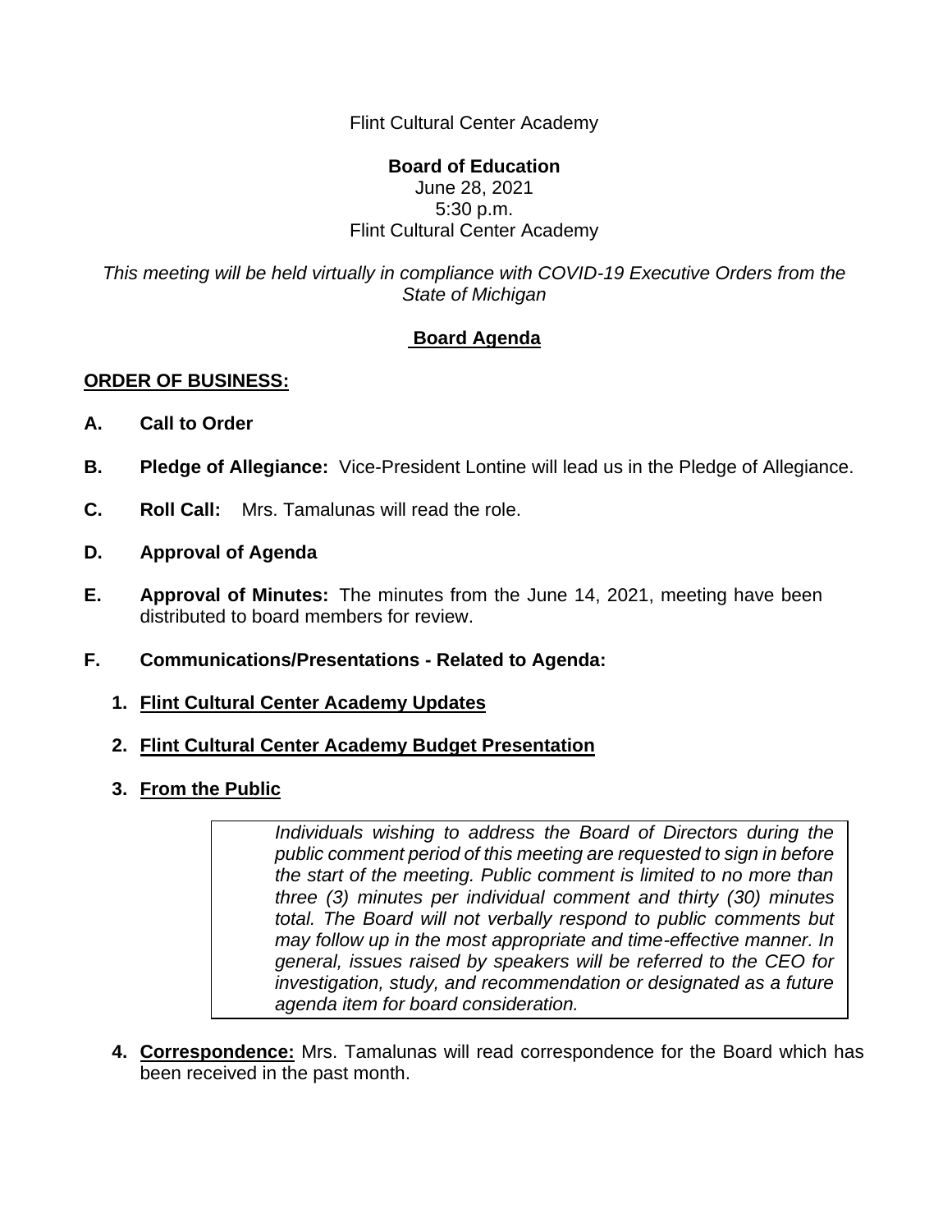Flint Cultural Center Academy

**Board of Education**
June 28, 2021
5:30 p.m.
Flint Cultural Center Academy

*This meeting will be held virtually in compliance with COVID-19 Executive Orders from the State of Michigan*

## Board Agenda

**ORDER OF BUSINESS:**

**A. Call to Order**

**B. Pledge of Allegiance:** Vice-President Lontine will lead us in the Pledge of Allegiance.

**C. Roll Call:** Mrs. Tamalunas will read the role.

**D. Approval of Agenda**

**E. Approval of Minutes:** The minutes from the June 14, 2021, meeting have been distributed to board members for review.

**F. Communications/Presentations - Related to Agenda:**

1. **Flint Cultural Center Academy Updates**
2. **Flint Cultural Center Academy Budget Presentation**
3. **From the Public**

   > *Individuals wishing to address the Board of Directors during the public comment period of this meeting are requested to sign in before the start of the meeting. Public comment is limited to no more than three (3) minutes per individual comment and thirty (30) minutes total. The Board will not verbally respond to public comments but may follow up in the most appropriate and time-effective manner. In general, issues raised by speakers will be referred to the CEO for investigation, study, and recommendation or designated as a future agenda item for board consideration.*

4. **Correspondence:** Mrs. Tamalunas will read correspondence for the Board which has been received in the past month.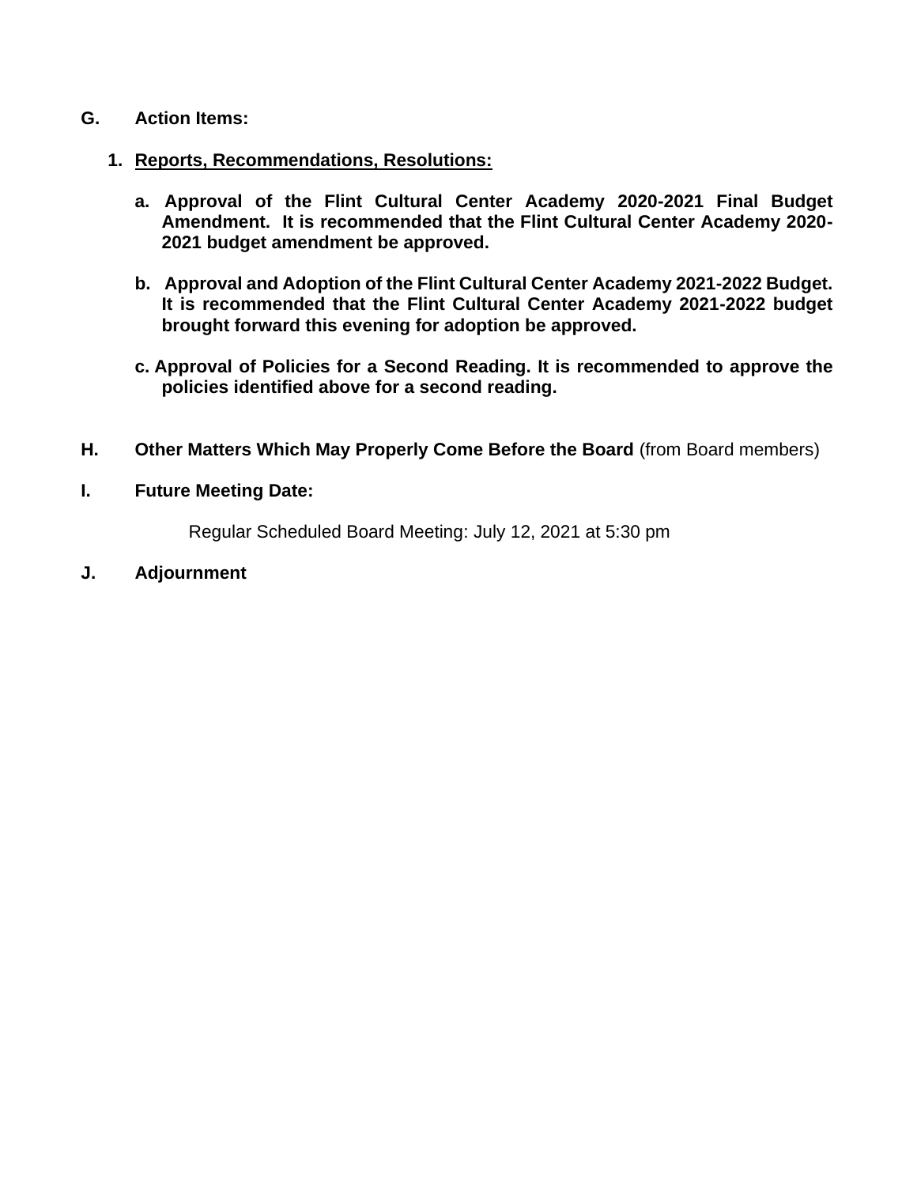**G. Action Items:**

1. **Reports, Recommendations, Resolutions:**

   **a. Approval of the Flint Cultural Center Academy 2020-2021 Final Budget Amendment. It is recommended that the Flint Cultural Center Academy 2020-2021 budget amendment be approved.**

   **b. Approval and Adoption of the Flint Cultural Center Academy 2021-2022 Budget. It is recommended that the Flint Cultural Center Academy 2021-2022 budget brought forward this evening for adoption be approved.**

   **c. Approval of Policies for a Second Reading. It is recommended to approve the policies identified above for a second reading.**

**H. Other Matters Which May Properly Come Before the Board** (from Board members)

**I. Future Meeting Date:**

Regular Scheduled Board Meeting: July 12, 2021 at 5:30 pm

**J. Adjournment**